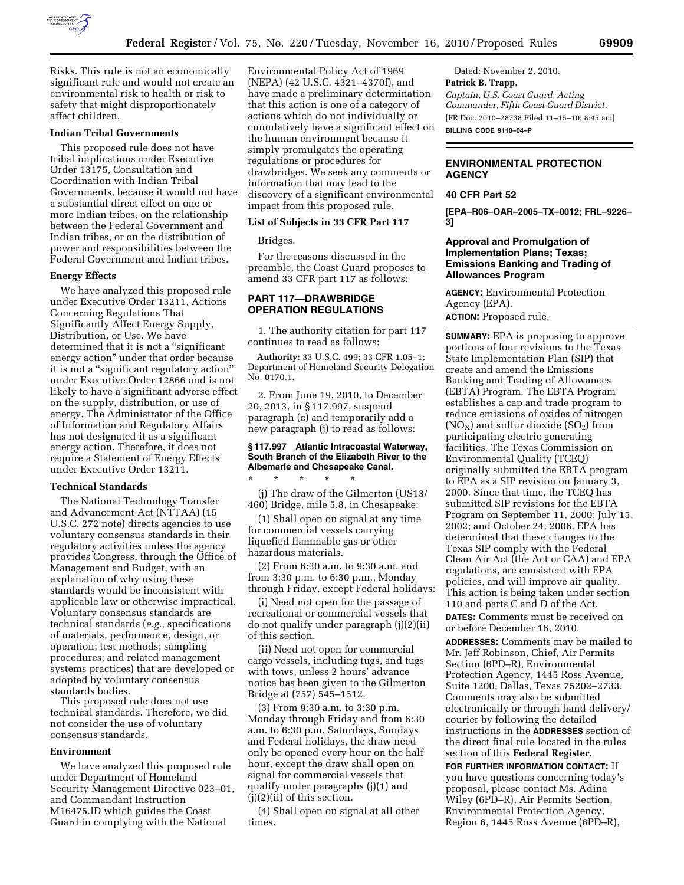Risks. This rule is not an economically significant rule and would not create an environmental risk to health or risk to safety that might disproportionately affect children.

### Indian Tribal Governments

This proposed rule does not have tribal implications under Executive Order 13175, Consultation and Coordination with Indian Tribal Governments, because it would not have a substantial direct effect on one or more Indian tribes, on the relationship between the Federal Government and Indian tribes, or on the distribution of power and responsibilities between the Federal Government and Indian tribes.

### Energy Effects

We have analyzed this proposed rule under Executive Order 13211, Actions Concerning Regulations That Significantly Affect Energy Supply, Distribution, or Use. We have determined that it is not a "significant energy action" under that order because it is not a "significant regulatory action" under Executive Order 12866 and is not likely to have a significant adverse effect on the supply, distribution, or use of energy. The Administrator of the Office of Information and Regulatory Affairs has not designated it as a significant energy action. Therefore, it does not require a Statement of Energy Effects under Executive Order 13211.

### Technical Standards

The National Technology Transfer and Advancement Act (NTTAA) (15 U.S.C. 272 note) directs agencies to use voluntary consensus standards in their regulatory activities unless the agency provides Congress, through the Office of Management and Budget, with an explanation of why using these standards would be inconsistent with applicable law or otherwise impractical. Voluntary consensus standards are technical standards (*e.g.,* specifications of materials, performance, design, or operation; test methods; sampling procedures; and related management systems practices) that are developed or adopted by voluntary consensus standards bodies.

This proposed rule does not use technical standards. Therefore, we did not consider the use of voluntary consensus standards.

### Environment

We have analyzed this proposed rule under Department of Homeland Security Management Directive 023–01, and Commandant Instruction M16475.lD which guides the Coast Guard in complying with the National Environmental Policy Act of 1969 (NEPA) (42 U.S.C. 4321–4370f), and have made a preliminary determination that this action is one of a category of actions which do not individually or cumulatively have a significant effect on the human environment because it simply promulgates the operating regulations or procedures for drawbridges. We seek any comments or information that may lead to the discovery of a significant environmental impact from this proposed rule.

### List of Subjects in 33 CFR Part 117

Bridges.

For the reasons discussed in the preamble, the Coast Guard proposes to amend 33 CFR part 117 as follows:

## PART 117—DRAWBRIDGE OPERATION REGULATIONS

1. The authority citation for part 117 continues to read as follows:

**Authority:** 33 U.S.C. 499; 33 CFR 1.05–1; Department of Homeland Security Delegation No. 0170.1.

2. From June 19, 2010, to December 20, 2013, in § 117.997, suspend paragraph (c) and temporarily add a new paragraph (j) to read as follows:

**§ 117.997 Atlantic Intracoastal Waterway, South Branch of the Elizabeth River to the Albemarle and Chesapeake Canal.**

\* \* \* \* \*

(j) The draw of the Gilmerton (US13/460) Bridge, mile 5.8, in Chesapeake:

(1) Shall open on signal at any time for commercial vessels carrying liquefied flammable gas or other hazardous materials.

(2) From 6:30 a.m. to 9:30 a.m. and from 3:30 p.m. to 6:30 p.m., Monday through Friday, except Federal holidays:

(i) Need not open for the passage of recreational or commercial vessels that do not qualify under paragraph (j)(2)(ii) of this section.

(ii) Need not open for commercial cargo vessels, including tugs, and tugs with tows, unless 2 hours' advance notice has been given to the Gilmerton Bridge at (757) 545–1512.

(3) From 9:30 a.m. to 3:30 p.m. Monday through Friday and from 6:30 a.m. to 6:30 p.m. Saturdays, Sundays and Federal holidays, the draw need only be opened every hour on the half hour, except the draw shall open on signal for commercial vessels that qualify under paragraphs (j)(1) and (j)(2)(ii) of this section.

(4) Shall open on signal at all other times.

Dated: November 2, 2010.

**Patrick B. Trapp,**

*Captain, U.S. Coast Guard, Acting Commander, Fifth Coast Guard District.*

[FR Doc. 2010–28738 Filed 11–15–10; 8:45 am]

**BILLING CODE 9110–04–P**

---

## ENVIRONMENTAL PROTECTION AGENCY

### 40 CFR Part 52

**[EPA–R06–OAR–2005–TX–0012; FRL–9226–3]**

### Approval and Promulgation of Implementation Plans; Texas; Emissions Banking and Trading of Allowances Program

**AGENCY:** Environmental Protection Agency (EPA).

**ACTION:** Proposed rule.

**SUMMARY:** EPA is proposing to approve portions of four revisions to the Texas State Implementation Plan (SIP) that create and amend the Emissions Banking and Trading of Allowances (EBTA) Program. The EBTA Program establishes a cap and trade program to reduce emissions of oxides of nitrogen ($NO_X$) and sulfur dioxide ($SO_2$) from participating electric generating facilities. The Texas Commission on Environmental Quality (TCEQ) originally submitted the EBTA program to EPA as a SIP revision on January 3, 2000. Since that time, the TCEQ has submitted SIP revisions for the EBTA Program on September 11, 2000; July 15, 2002; and October 24, 2006. EPA has determined that these changes to the Texas SIP comply with the Federal Clean Air Act (the Act or CAA) and EPA regulations, are consistent with EPA policies, and will improve air quality. This action is being taken under section 110 and parts C and D of the Act.

**DATES:** Comments must be received on or before December 16, 2010.

**ADDRESSES:** Comments may be mailed to Mr. Jeff Robinson, Chief, Air Permits Section (6PD–R), Environmental Protection Agency, 1445 Ross Avenue, Suite 1200, Dallas, Texas 75202–2733. Comments may also be submitted electronically or through hand delivery/courier by following the detailed instructions in the **ADDRESSES** section of the direct final rule located in the rules section of this **Federal Register**.

**FOR FURTHER INFORMATION CONTACT:** If you have questions concerning today's proposal, please contact Ms. Adina Wiley (6PD–R), Air Permits Section, Environmental Protection Agency, Region 6, 1445 Ross Avenue (6PD–R),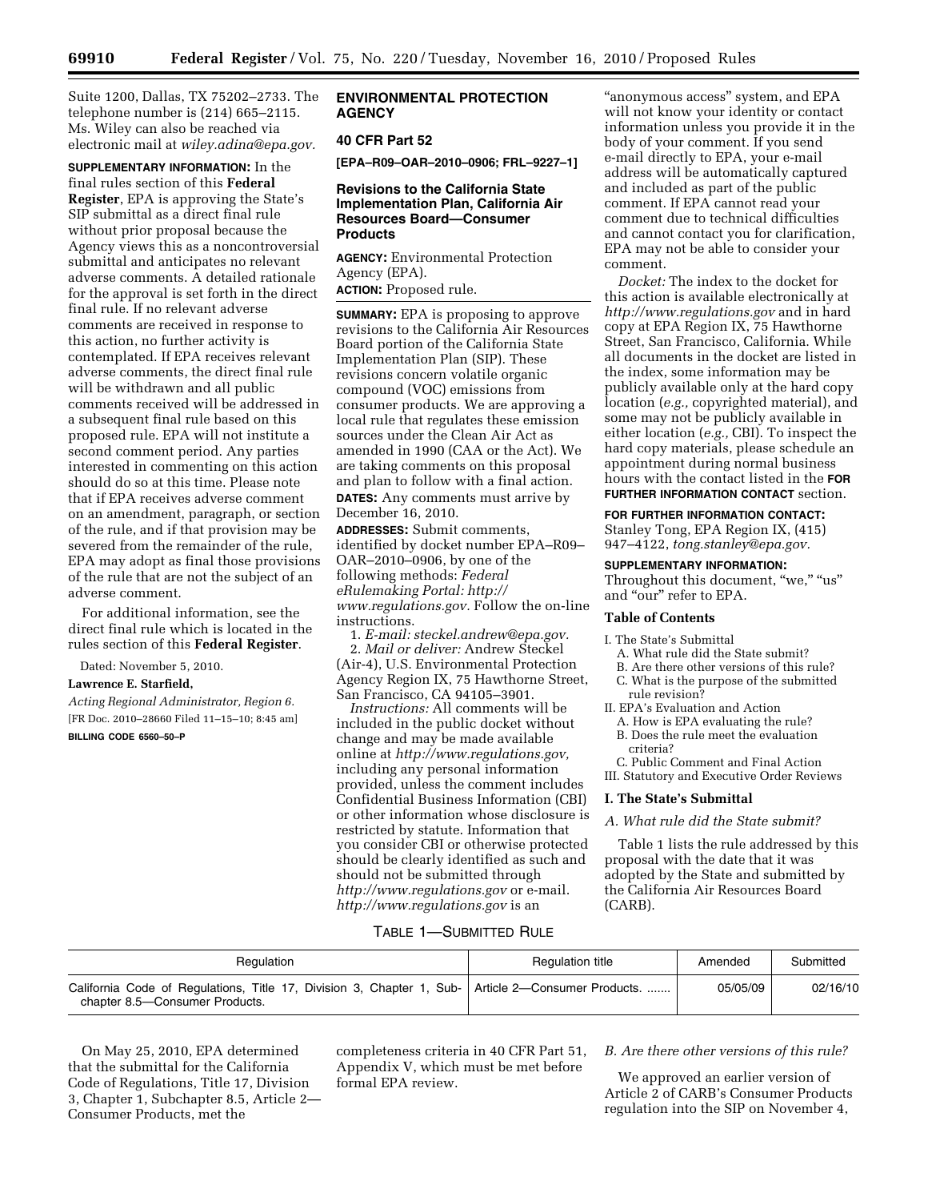Suite 1200, Dallas, TX 75202–2733. The telephone number is (214) 665–2115. Ms. Wiley can also be reached via electronic mail at *wiley.adina@epa.gov.*

**SUPPLEMENTARY INFORMATION:** In the final rules section of this **Federal Register**, EPA is approving the State's SIP submittal as a direct final rule without prior proposal because the Agency views this as a noncontroversial submittal and anticipates no relevant adverse comments. A detailed rationale for the approval is set forth in the direct final rule. If no relevant adverse comments are received in response to this action, no further activity is contemplated. If EPA receives relevant adverse comments, the direct final rule will be withdrawn and all public comments received will be addressed in a subsequent final rule based on this proposed rule. EPA will not institute a second comment period. Any parties interested in commenting on this action should do so at this time. Please note that if EPA receives adverse comment on an amendment, paragraph, or section of the rule, and if that provision may be severed from the remainder of the rule, EPA may adopt as final those provisions of the rule that are not the subject of an adverse comment.

For additional information, see the direct final rule which is located in the rules section of this **Federal Register**.

Dated: November 5, 2010.

**Lawrence E. Starfield,**

*Acting Regional Administrator, Region 6.*

[FR Doc. 2010–28660 Filed 11–15–10; 8:45 am]

**BILLING CODE 6560–50–P**

## ENVIRONMENTAL PROTECTION AGENCY

### 40 CFR Part 52

**[EPA–R09–OAR–2010–0906; FRL–9227–1]**

### Revisions to the California State Implementation Plan, California Air Resources Board—Consumer Products

**AGENCY:** Environmental Protection Agency (EPA).

**ACTION:** Proposed rule.

**SUMMARY:** EPA is proposing to approve revisions to the California Air Resources Board portion of the California State Implementation Plan (SIP). These revisions concern volatile organic compound (VOC) emissions from consumer products. We are approving a local rule that regulates these emission sources under the Clean Air Act as amended in 1990 (CAA or the Act). We are taking comments on this proposal and plan to follow with a final action.

**DATES:** Any comments must arrive by December 16, 2010.

**ADDRESSES:** Submit comments, identified by docket number EPA–R09–OAR–2010–0906, by one of the following methods: *Federal eRulemaking Portal: http://www.regulations.gov.* Follow the on-line instructions.

1. *E-mail: steckel.andrew@epa.gov.*
2. *Mail or deliver:* Andrew Steckel (Air-4), U.S. Environmental Protection Agency Region IX, 75 Hawthorne Street, San Francisco, CA 94105–3901.

*Instructions:* All comments will be included in the public docket without change and may be made available online at *http://www.regulations.gov,* including any personal information provided, unless the comment includes Confidential Business Information (CBI) or other information whose disclosure is restricted by statute. Information that you consider CBI or otherwise protected should be clearly identified as such and should not be submitted through *http://www.regulations.gov* or e-mail. *http://www.regulations.gov* is an "anonymous access" system, and EPA will not know your identity or contact information unless you provide it in the body of your comment. If you send e-mail directly to EPA, your e-mail address will be automatically captured and included as part of the public comment. If EPA cannot read your comment due to technical difficulties and cannot contact you for clarification, EPA may not be able to consider your comment.

*Docket:* The index to the docket for this action is available electronically at *http://www.regulations.gov* and in hard copy at EPA Region IX, 75 Hawthorne Street, San Francisco, California. While all documents in the docket are listed in the index, some information may be publicly available only at the hard copy location (*e.g.,* copyrighted material), and some may not be publicly available in either location (*e.g.,* CBI). To inspect the hard copy materials, please schedule an appointment during normal business hours with the contact listed in the **FOR FURTHER INFORMATION CONTACT** section.

**FOR FURTHER INFORMATION CONTACT:** Stanley Tong, EPA Region IX, (415) 947–4122, *tong.stanley@epa.gov.*

**SUPPLEMENTARY INFORMATION:** Throughout this document, "we," "us" and "our" refer to EPA.

**Table of Contents**

- I. The State's Submittal
  - A. What rule did the State submit?
  - B. Are there other versions of this rule?
  - C. What is the purpose of the submitted rule revision?
- II. EPA's Evaluation and Action
  - A. How is EPA evaluating the rule?
  - B. Does the rule meet the evaluation criteria?
  - C. Public Comment and Final Action
- III. Statutory and Executive Order Reviews

### I. The State's Submittal

*A. What rule did the State submit?*

Table 1 lists the rule addressed by this proposal with the date that it was adopted by the State and submitted by the California Air Resources Board (CARB).

TABLE 1—SUBMITTED RULE

| Regulation | Regulation title | Amended | Submitted |
|---|---|---|---|
| California Code of Regulations, Title 17, Division 3, Chapter 1, Subchapter 8.5—Consumer Products. | Article 2—Consumer Products. ....... | 05/05/09 | 02/16/10 |

On May 25, 2010, EPA determined that the submittal for the California Code of Regulations, Title 17, Division 3, Chapter 1, Subchapter 8.5, Article 2—Consumer Products, met the completeness criteria in 40 CFR Part 51, Appendix V, which must be met before formal EPA review.

*B. Are there other versions of this rule?*

We approved an earlier version of Article 2 of CARB's Consumer Products regulation into the SIP on November 4,